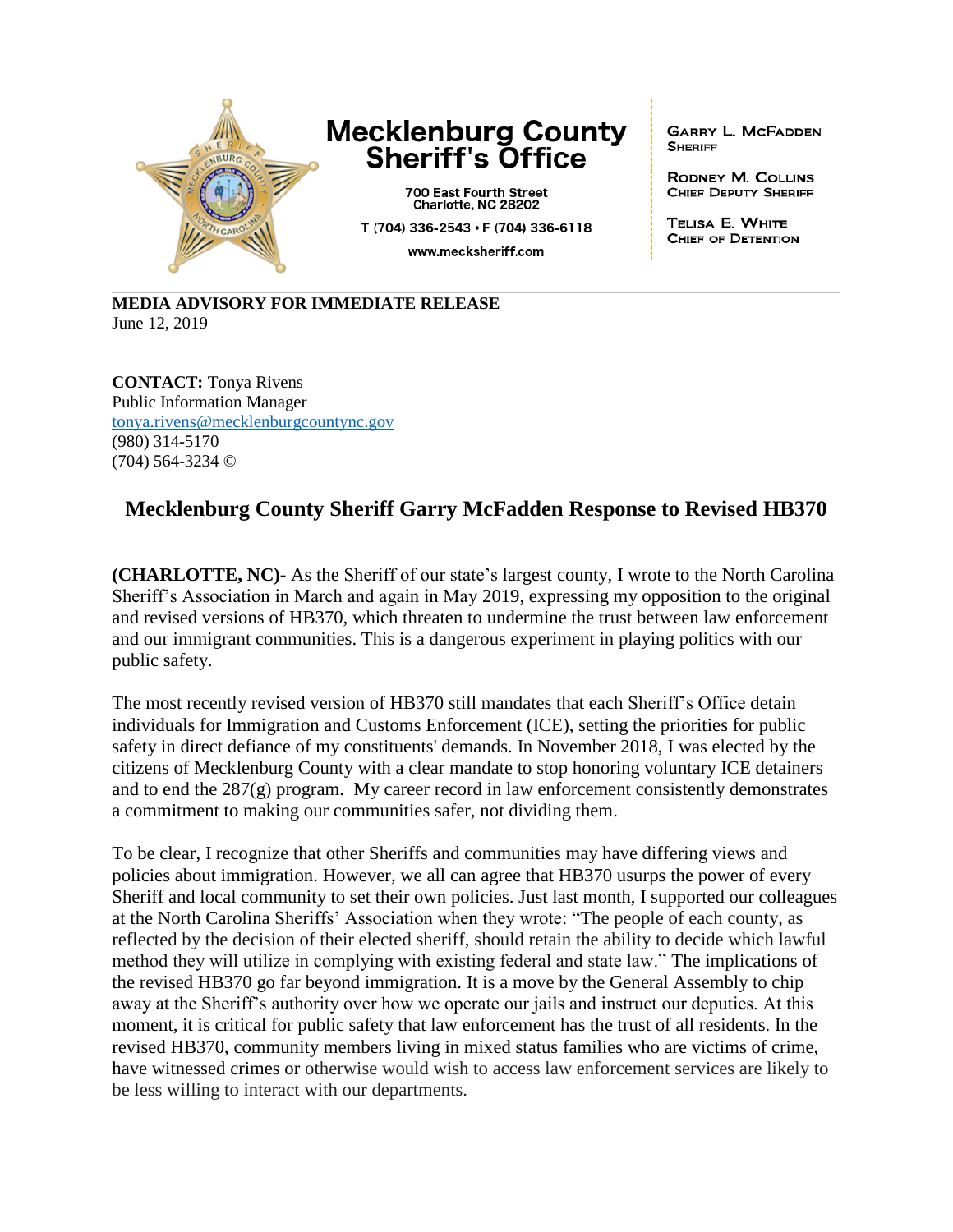**Mecklenburg County Sheriff's Office**

700 East Fourth Street
Charlotte, NC 28202

T (704) 336-2543 • F (704) 336-6118

www.mecksheriff.com

GARRY L. MCFADDEN
SHERIFF

RODNEY M. COLLINS
CHIEF DEPUTY SHERIFF

TELISA E. WHITE
CHIEF OF DETENTION

**MEDIA ADVISORY FOR IMMEDIATE RELEASE**
June 12, 2019

**CONTACT:** Tonya Rivens
Public Information Manager
tonya.rivens@mecklenburgcountync.gov
(980) 314-5170
(704) 564-3234 ©

## Mecklenburg County Sheriff Garry McFadden Response to Revised HB370

**(CHARLOTTE, NC)**- As the Sheriff of our state's largest county, I wrote to the North Carolina Sheriff's Association in March and again in May 2019, expressing my opposition to the original and revised versions of HB370, which threaten to undermine the trust between law enforcement and our immigrant communities. This is a dangerous experiment in playing politics with our public safety.

The most recently revised version of HB370 still mandates that each Sheriff's Office detain individuals for Immigration and Customs Enforcement (ICE), setting the priorities for public safety in direct defiance of my constituents' demands. In November 2018, I was elected by the citizens of Mecklenburg County with a clear mandate to stop honoring voluntary ICE detainers and to end the 287(g) program. My career record in law enforcement consistently demonstrates a commitment to making our communities safer, not dividing them.

To be clear, I recognize that other Sheriffs and communities may have differing views and policies about immigration. However, we all can agree that HB370 usurps the power of every Sheriff and local community to set their own policies. Just last month, I supported our colleagues at the North Carolina Sheriffs' Association when they wrote: "The people of each county, as reflected by the decision of their elected sheriff, should retain the ability to decide which lawful method they will utilize in complying with existing federal and state law." The implications of the revised HB370 go far beyond immigration. It is a move by the General Assembly to chip away at the Sheriff's authority over how we operate our jails and instruct our deputies. At this moment, it is critical for public safety that law enforcement has the trust of all residents. In the revised HB370, community members living in mixed status families who are victims of crime, have witnessed crimes or otherwise would wish to access law enforcement services are likely to be less willing to interact with our departments.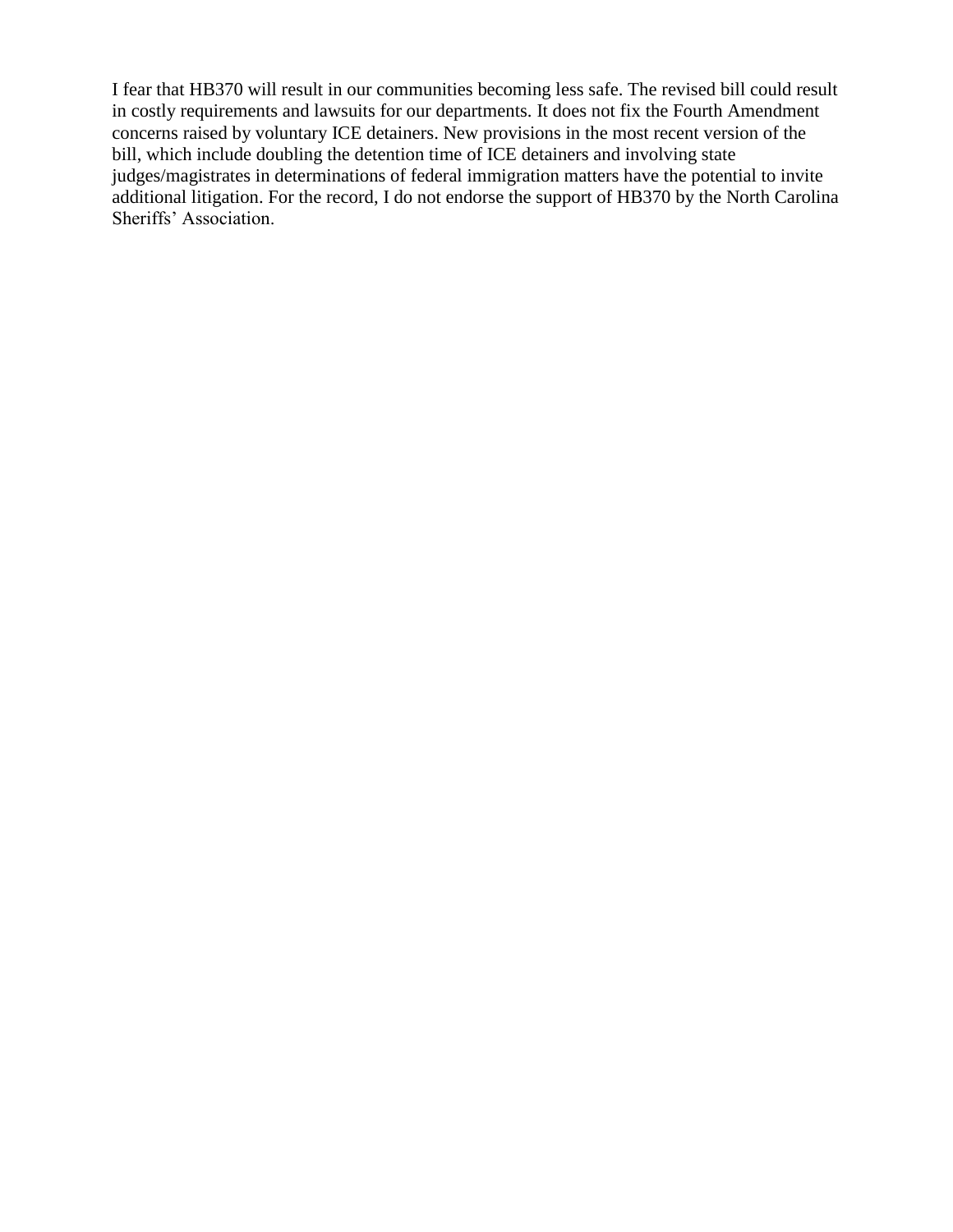I fear that HB370 will result in our communities becoming less safe. The revised bill could result in costly requirements and lawsuits for our departments. It does not fix the Fourth Amendment concerns raised by voluntary ICE detainers. New provisions in the most recent version of the bill, which include doubling the detention time of ICE detainers and involving state judges/magistrates in determinations of federal immigration matters have the potential to invite additional litigation. For the record, I do not endorse the support of HB370 by the North Carolina Sheriffs' Association.